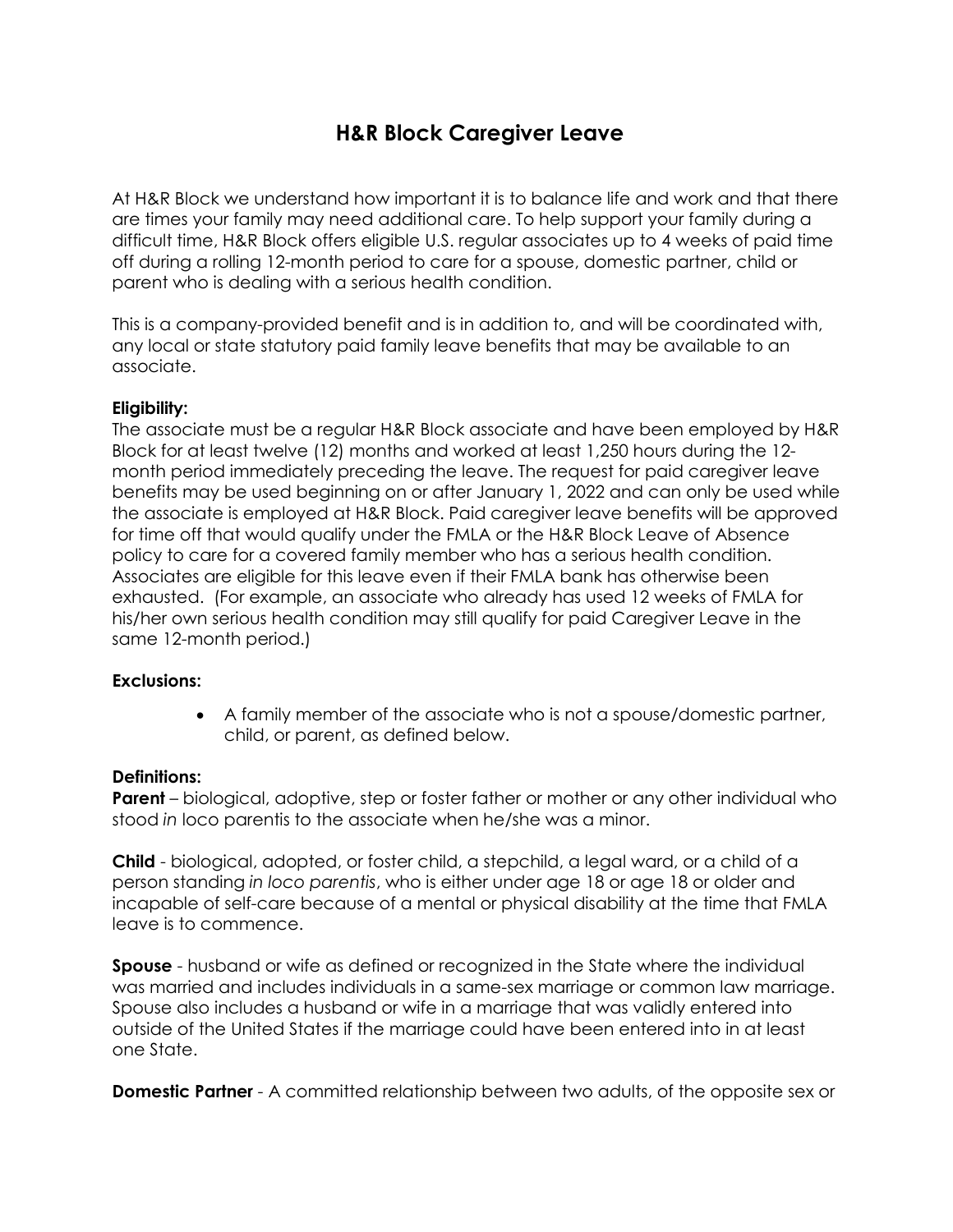# H&R Block Caregiver Leave

At H&R Block we understand how important it is to balance life and work and that there are times your family may need additional care. To help support your family during a difficult time, H&R Block offers eligible U.S. regular associates up to 4 weeks of paid time off during a rolling 12-month period to care for a spouse, domestic partner, child or parent who is dealing with a serious health condition.

This is a company-provided benefit and is in addition to, and will be coordinated with, any local or state statutory paid family leave benefits that may be available to an associate.

**Eligibility:**
The associate must be a regular H&R Block associate and have been employed by H&R Block for at least twelve (12) months and worked at least 1,250 hours during the 12-month period immediately preceding the leave. The request for paid caregiver leave benefits may be used beginning on or after January 1, 2022 and can only be used while the associate is employed at H&R Block. Paid caregiver leave benefits will be approved for time off that would qualify under the FMLA or the H&R Block Leave of Absence policy to care for a covered family member who has a serious health condition. Associates are eligible for this leave even if their FMLA bank has otherwise been exhausted. (For example, an associate who already has used 12 weeks of FMLA for his/her own serious health condition may still qualify for paid Caregiver Leave in the same 12-month period.)

**Exclusions:**

- A family member of the associate who is not a spouse/domestic partner, child, or parent, as defined below.

**Definitions:**
**Parent** – biological, adoptive, step or foster father or mother or any other individual who stood *in* loco parentis to the associate when he/she was a minor.

**Child** - biological, adopted, or foster child, a stepchild, a legal ward, or a child of a person standing *in loco parentis*, who is either under age 18 or age 18 or older and incapable of self-care because of a mental or physical disability at the time that FMLA leave is to commence.

**Spouse** - husband or wife as defined or recognized in the State where the individual was married and includes individuals in a same-sex marriage or common law marriage. Spouse also includes a husband or wife in a marriage that was validly entered into outside of the United States if the marriage could have been entered into in at least one State.

**Domestic Partner** - A committed relationship between two adults, of the opposite sex or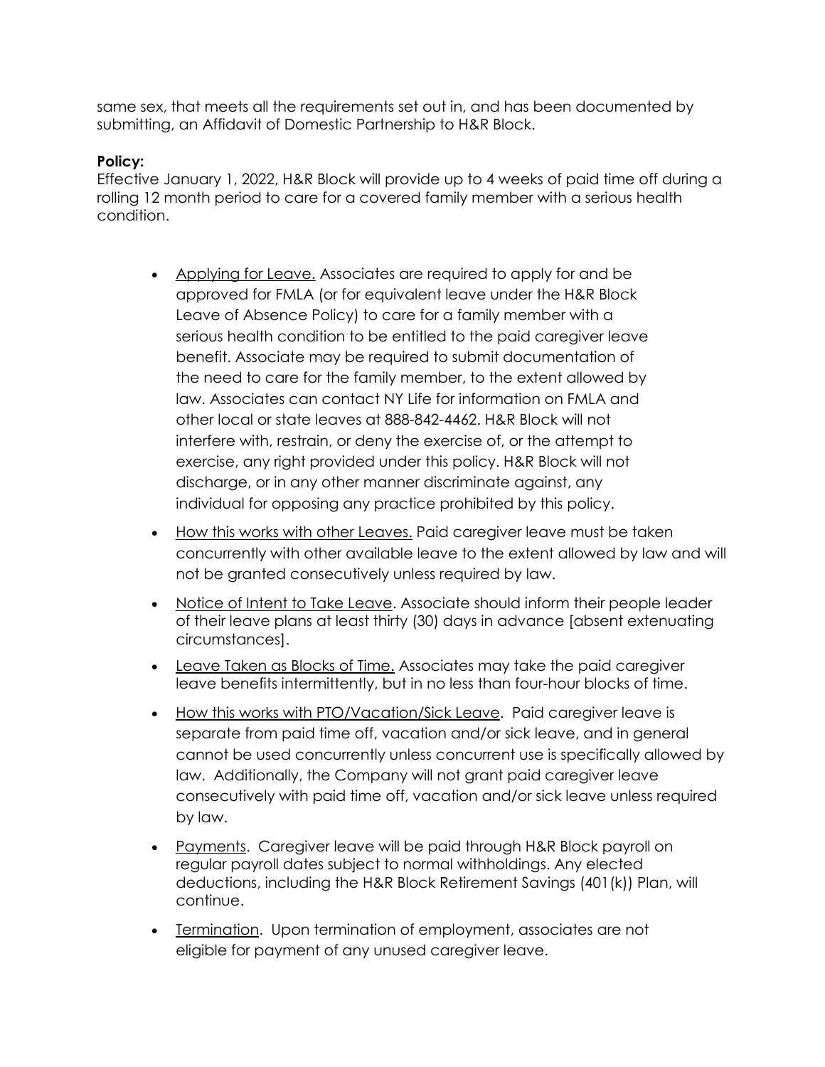same sex, that meets all the requirements set out in, and has been documented by submitting, an Affidavit of Domestic Partnership to H&R Block.

**Policy:**
Effective January 1, 2022, H&R Block will provide up to 4 weeks of paid time off during a rolling 12 month period to care for a covered family member with a serious health condition.

- Applying for Leave. Associates are required to apply for and be approved for FMLA (or for equivalent leave under the H&R Block Leave of Absence Policy) to care for a family member with a serious health condition to be entitled to the paid caregiver leave benefit. Associate may be required to submit documentation of the need to care for the family member, to the extent allowed by law. Associates can contact NY Life for information on FMLA and other local or state leaves at 888-842-4462. H&R Block will not interfere with, restrain, or deny the exercise of, or the attempt to exercise, any right provided under this policy. H&R Block will not discharge, or in any other manner discriminate against, any individual for opposing any practice prohibited by this policy.
- How this works with other Leaves. Paid caregiver leave must be taken concurrently with other available leave to the extent allowed by law and will not be granted consecutively unless required by law.
- Notice of Intent to Take Leave. Associate should inform their people leader of their leave plans at least thirty (30) days in advance [absent extenuating circumstances].
- Leave Taken as Blocks of Time. Associates may take the paid caregiver leave benefits intermittently, but in no less than four-hour blocks of time.
- How this works with PTO/Vacation/Sick Leave. Paid caregiver leave is separate from paid time off, vacation and/or sick leave, and in general cannot be used concurrently unless concurrent use is specifically allowed by law. Additionally, the Company will not grant paid caregiver leave consecutively with paid time off, vacation and/or sick leave unless required by law.
- Payments. Caregiver leave will be paid through H&R Block payroll on regular payroll dates subject to normal withholdings. Any elected deductions, including the H&R Block Retirement Savings (401(k)) Plan, will continue.
- Termination. Upon termination of employment, associates are not eligible for payment of any unused caregiver leave.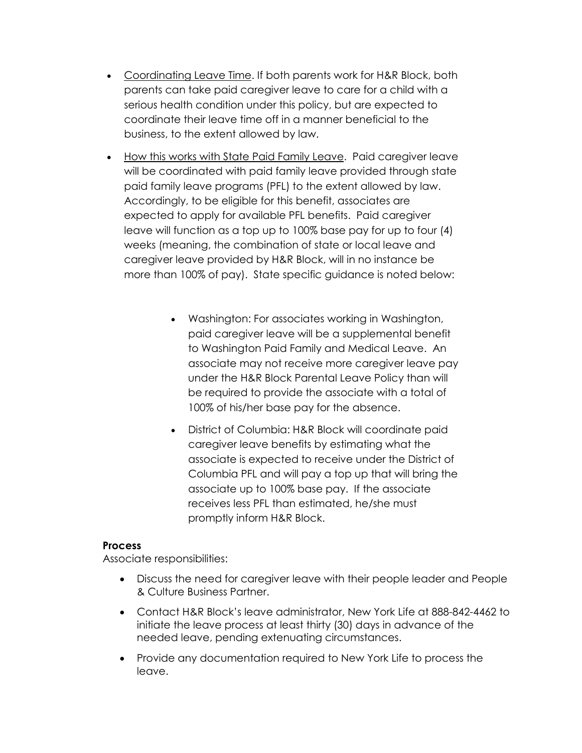- Coordinating Leave Time. If both parents work for H&R Block, both parents can take paid caregiver leave to care for a child with a serious health condition under this policy, but are expected to coordinate their leave time off in a manner beneficial to the business, to the extent allowed by law.
- How this works with State Paid Family Leave. Paid caregiver leave will be coordinated with paid family leave provided through state paid family leave programs (PFL) to the extent allowed by law. Accordingly, to be eligible for this benefit, associates are expected to apply for available PFL benefits. Paid caregiver leave will function as a top up to 100% base pay for up to four (4) weeks (meaning, the combination of state or local leave and caregiver leave provided by H&R Block, will in no instance be more than 100% of pay). State specific guidance is noted below:
  - Washington: For associates working in Washington, paid caregiver leave will be a supplemental benefit to Washington Paid Family and Medical Leave. An associate may not receive more caregiver leave pay under the H&R Block Parental Leave Policy than will be required to provide the associate with a total of 100% of his/her base pay for the absence.
  - District of Columbia: H&R Block will coordinate paid caregiver leave benefits by estimating what the associate is expected to receive under the District of Columbia PFL and will pay a top up that will bring the associate up to 100% base pay. If the associate receives less PFL than estimated, he/she must promptly inform H&R Block.

**Process**

Associate responsibilities:

- Discuss the need for caregiver leave with their people leader and People & Culture Business Partner.
- Contact H&R Block's leave administrator, New York Life at 888-842-4462 to initiate the leave process at least thirty (30) days in advance of the needed leave, pending extenuating circumstances.
- Provide any documentation required to New York Life to process the leave.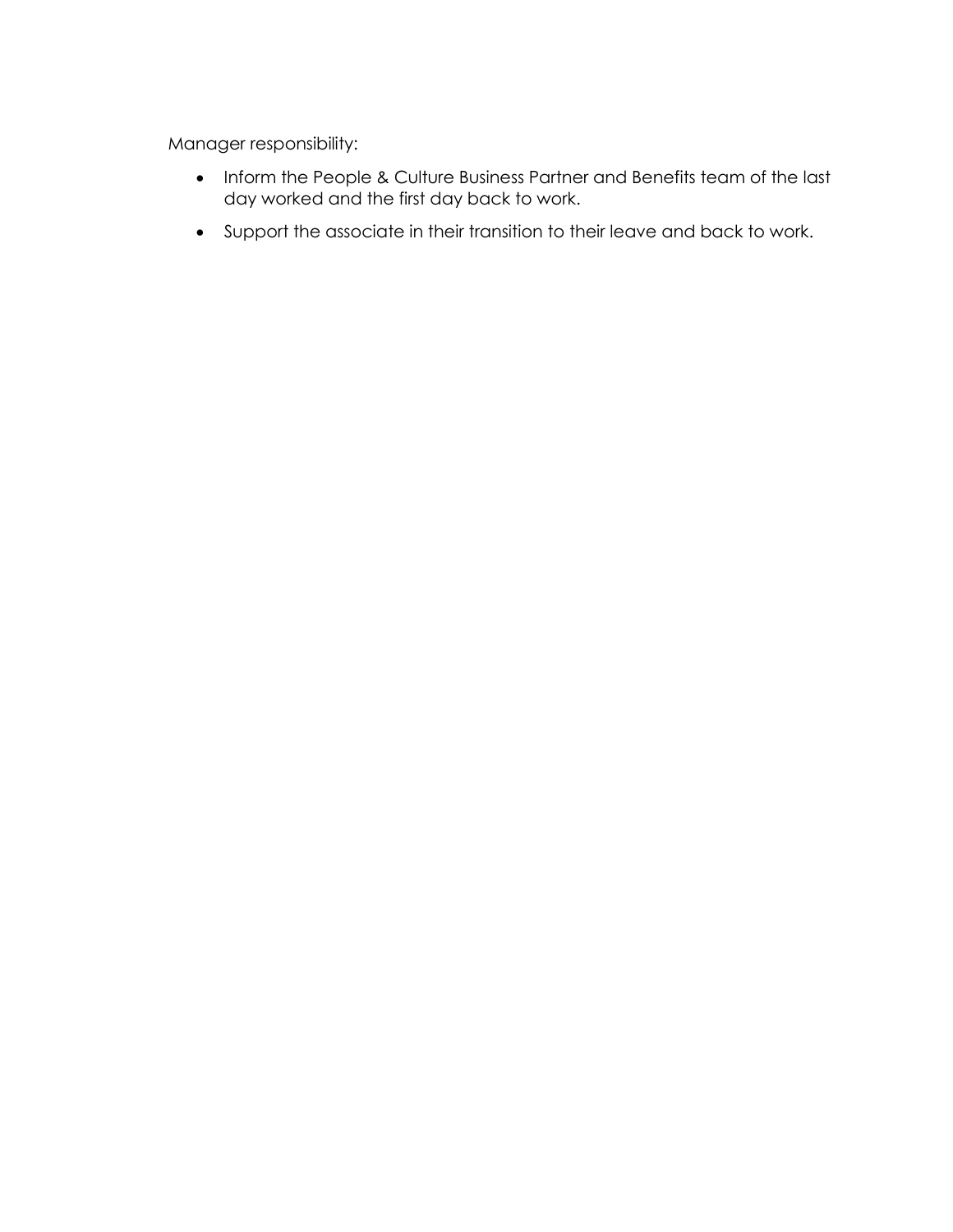Manager responsibility:

- Inform the People & Culture Business Partner and Benefits team of the last day worked and the first day back to work.
- Support the associate in their transition to their leave and back to work.